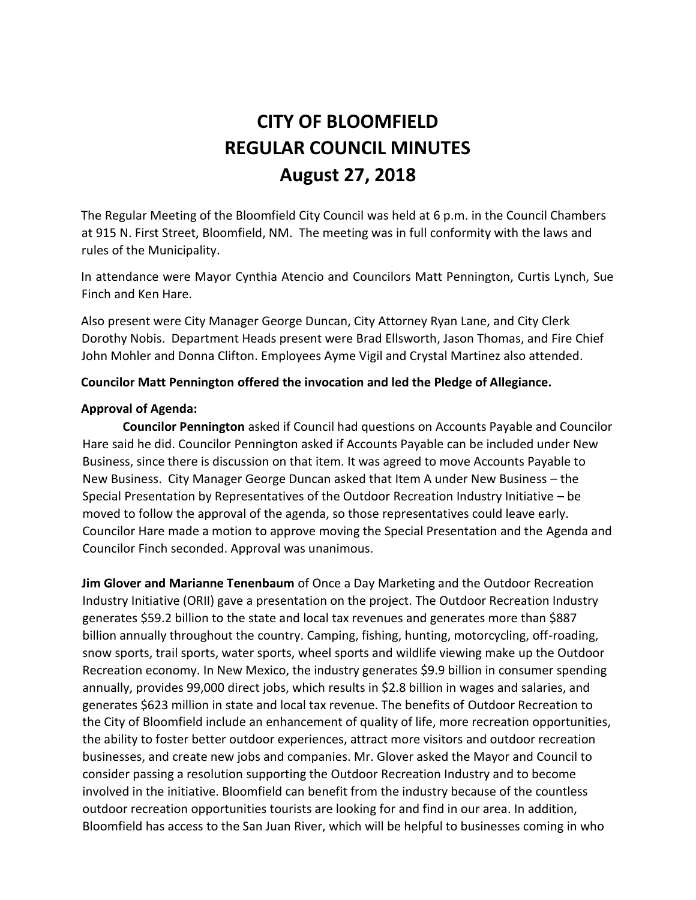# CITY OF BLOOMFIELD
# REGULAR COUNCIL MINUTES
# August 27, 2018

The Regular Meeting of the Bloomfield City Council was held at 6 p.m. in the Council Chambers at 915 N. First Street, Bloomfield, NM. The meeting was in full conformity with the laws and rules of the Municipality.

In attendance were Mayor Cynthia Atencio and Councilors Matt Pennington, Curtis Lynch, Sue Finch and Ken Hare.

Also present were City Manager George Duncan, City Attorney Ryan Lane, and City Clerk Dorothy Nobis. Department Heads present were Brad Ellsworth, Jason Thomas, and Fire Chief John Mohler and Donna Clifton. Employees Ayme Vigil and Crystal Martinez also attended.

**Councilor Matt Pennington offered the invocation and led the Pledge of Allegiance.**

**Approval of Agenda:**

**Councilor Pennington** asked if Council had questions on Accounts Payable and Councilor Hare said he did. Councilor Pennington asked if Accounts Payable can be included under New Business, since there is discussion on that item. It was agreed to move Accounts Payable to New Business. City Manager George Duncan asked that Item A under New Business – the Special Presentation by Representatives of the Outdoor Recreation Industry Initiative – be moved to follow the approval of the agenda, so those representatives could leave early. Councilor Hare made a motion to approve moving the Special Presentation and the Agenda and Councilor Finch seconded. Approval was unanimous.

**Jim Glover and Marianne Tenenbaum** of Once a Day Marketing and the Outdoor Recreation Industry Initiative (ORII) gave a presentation on the project. The Outdoor Recreation Industry generates $59.2 billion to the state and local tax revenues and generates more than $887 billion annually throughout the country. Camping, fishing, hunting, motorcycling, off-roading, snow sports, trail sports, water sports, wheel sports and wildlife viewing make up the Outdoor Recreation economy. In New Mexico, the industry generates $9.9 billion in consumer spending annually, provides 99,000 direct jobs, which results in $2.8 billion in wages and salaries, and generates $623 million in state and local tax revenue. The benefits of Outdoor Recreation to the City of Bloomfield include an enhancement of quality of life, more recreation opportunities, the ability to foster better outdoor experiences, attract more visitors and outdoor recreation businesses, and create new jobs and companies. Mr. Glover asked the Mayor and Council to consider passing a resolution supporting the Outdoor Recreation Industry and to become involved in the initiative. Bloomfield can benefit from the industry because of the countless outdoor recreation opportunities tourists are looking for and find in our area. In addition, Bloomfield has access to the San Juan River, which will be helpful to businesses coming in who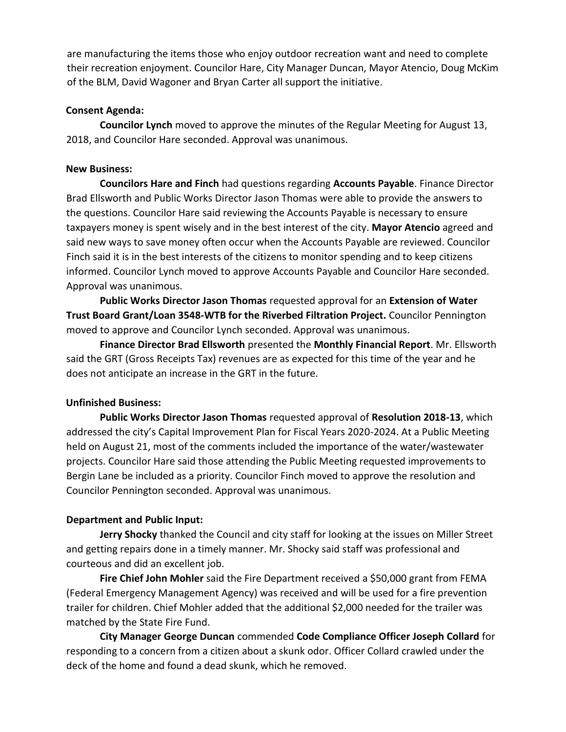are manufacturing the items those who enjoy outdoor recreation want and need to complete their recreation enjoyment. Councilor Hare, City Manager Duncan, Mayor Atencio, Doug McKim of the BLM, David Wagoner and Bryan Carter all support the initiative.

**Consent Agenda:**

**Councilor Lynch** moved to approve the minutes of the Regular Meeting for August 13, 2018, and Councilor Hare seconded. Approval was unanimous.

**New Business:**

**Councilors Hare and Finch** had questions regarding **Accounts Payable**. Finance Director Brad Ellsworth and Public Works Director Jason Thomas were able to provide the answers to the questions. Councilor Hare said reviewing the Accounts Payable is necessary to ensure taxpayers money is spent wisely and in the best interest of the city. **Mayor Atencio** agreed and said new ways to save money often occur when the Accounts Payable are reviewed. Councilor Finch said it is in the best interests of the citizens to monitor spending and to keep citizens informed. Councilor Lynch moved to approve Accounts Payable and Councilor Hare seconded. Approval was unanimous.

**Public Works Director Jason Thomas** requested approval for an **Extension of Water Trust Board Grant/Loan 3548-WTB for the Riverbed Filtration Project.** Councilor Pennington moved to approve and Councilor Lynch seconded. Approval was unanimous.

**Finance Director Brad Ellsworth** presented the **Monthly Financial Report**. Mr. Ellsworth said the GRT (Gross Receipts Tax) revenues are as expected for this time of the year and he does not anticipate an increase in the GRT in the future.

**Unfinished Business:**

**Public Works Director Jason Thomas** requested approval of **Resolution 2018-13**, which addressed the city's Capital Improvement Plan for Fiscal Years 2020-2024. At a Public Meeting held on August 21, most of the comments included the importance of the water/wastewater projects. Councilor Hare said those attending the Public Meeting requested improvements to Bergin Lane be included as a priority. Councilor Finch moved to approve the resolution and Councilor Pennington seconded. Approval was unanimous.

**Department and Public Input:**

**Jerry Shocky** thanked the Council and city staff for looking at the issues on Miller Street and getting repairs done in a timely manner. Mr. Shocky said staff was professional and courteous and did an excellent job.

**Fire Chief John Mohler** said the Fire Department received a $50,000 grant from FEMA (Federal Emergency Management Agency) was received and will be used for a fire prevention trailer for children. Chief Mohler added that the additional $2,000 needed for the trailer was matched by the State Fire Fund.

**City Manager George Duncan** commended **Code Compliance Officer Joseph Collard** for responding to a concern from a citizen about a skunk odor. Officer Collard crawled under the deck of the home and found a dead skunk, which he removed.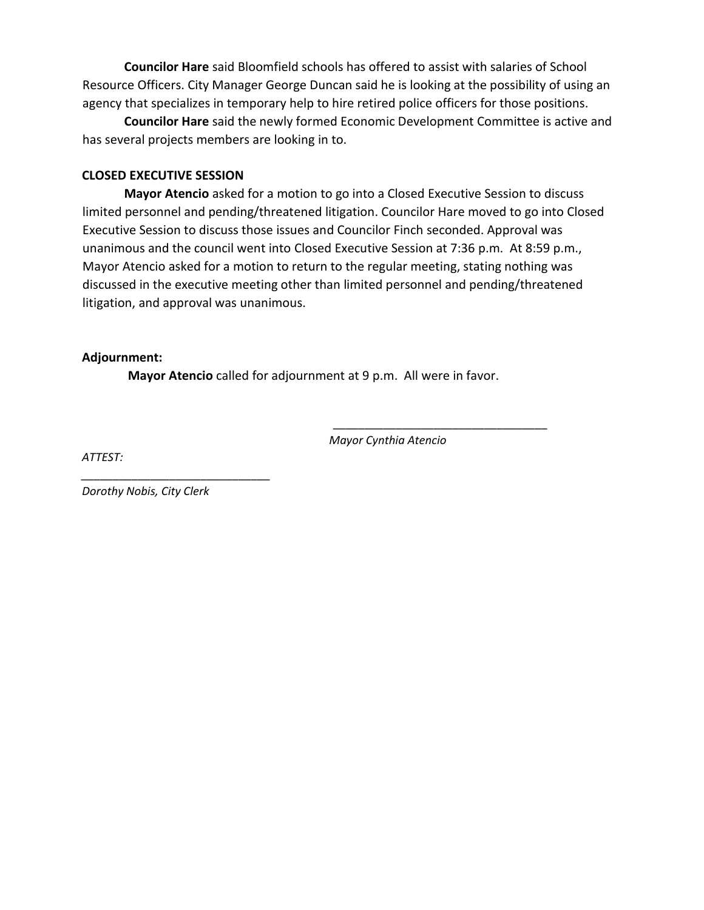**Councilor Hare** said Bloomfield schools has offered to assist with salaries of School Resource Officers. City Manager George Duncan said he is looking at the possibility of using an agency that specializes in temporary help to hire retired police officers for those positions.

**Councilor Hare** said the newly formed Economic Development Committee is active and has several projects members are looking in to.

**CLOSED EXECUTIVE SESSION**

**Mayor Atencio** asked for a motion to go into a Closed Executive Session to discuss limited personnel and pending/threatened litigation. Councilor Hare moved to go into Closed Executive Session to discuss those issues and Councilor Finch seconded. Approval was unanimous and the council went into Closed Executive Session at 7:36 p.m. At 8:59 p.m., Mayor Atencio asked for a motion to return to the regular meeting, stating nothing was discussed in the executive meeting other than limited personnel and pending/threatened litigation, and approval was unanimous.

**Adjournment:**

**Mayor Atencio** called for adjournment at 9 p.m. All were in favor.

\_\_\_\_\_\_\_\_\_\_\_\_\_\_\_\_\_\_\_\_\_\_\_\_\_\_\_\_\_\_\_\_\_\_

*Mayor Cynthia Atencio*

*ATTEST:*

\_\_\_\_\_\_\_\_\_\_\_\_\_\_\_\_\_\_\_\_\_\_\_\_\_\_\_\_\_\_

*Dorothy Nobis, City Clerk*